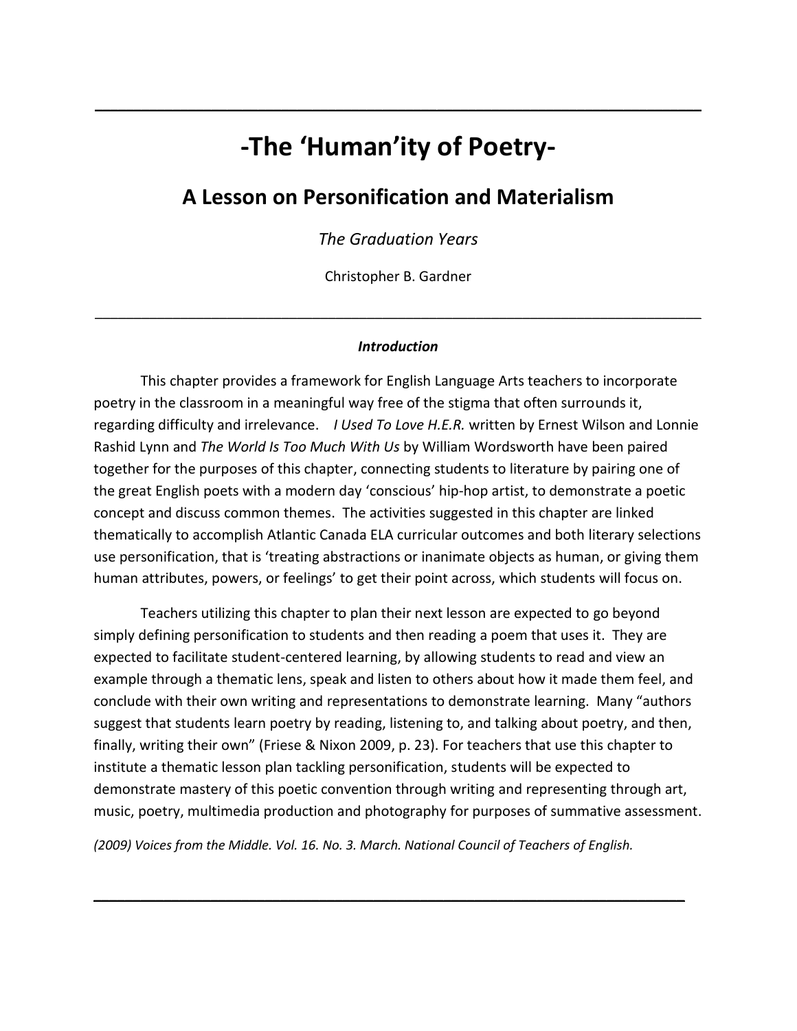# -The 'Human'ity of Poetry-

## A Lesson on Personification and Materialism

*The Graduation Years*

Christopher B. Gardner

---

***Introduction***

This chapter provides a framework for English Language Arts teachers to incorporate poetry in the classroom in a meaningful way free of the stigma that often surrounds it, regarding difficulty and irrelevance. *I Used To Love H.E.R.* written by Ernest Wilson and Lonnie Rashid Lynn and *The World Is Too Much With Us* by William Wordsworth have been paired together for the purposes of this chapter, connecting students to literature by pairing one of the great English poets with a modern day 'conscious' hip-hop artist, to demonstrate a poetic concept and discuss common themes. The activities suggested in this chapter are linked thematically to accomplish Atlantic Canada ELA curricular outcomes and both literary selections use personification, that is 'treating abstractions or inanimate objects as human, or giving them human attributes, powers, or feelings' to get their point across, which students will focus on.

Teachers utilizing this chapter to plan their next lesson are expected to go beyond simply defining personification to students and then reading a poem that uses it. They are expected to facilitate student-centered learning, by allowing students to read and view an example through a thematic lens, speak and listen to others about how it made them feel, and conclude with their own writing and representations to demonstrate learning. Many "authors suggest that students learn poetry by reading, listening to, and talking about poetry, and then, finally, writing their own" (Friese & Nixon 2009, p. 23). For teachers that use this chapter to institute a thematic lesson plan tackling personification, students will be expected to demonstrate mastery of this poetic convention through writing and representing through art, music, poetry, multimedia production and photography for purposes of summative assessment.

*(2009) Voices from the Middle. Vol. 16. No. 3. March. National Council of Teachers of English.*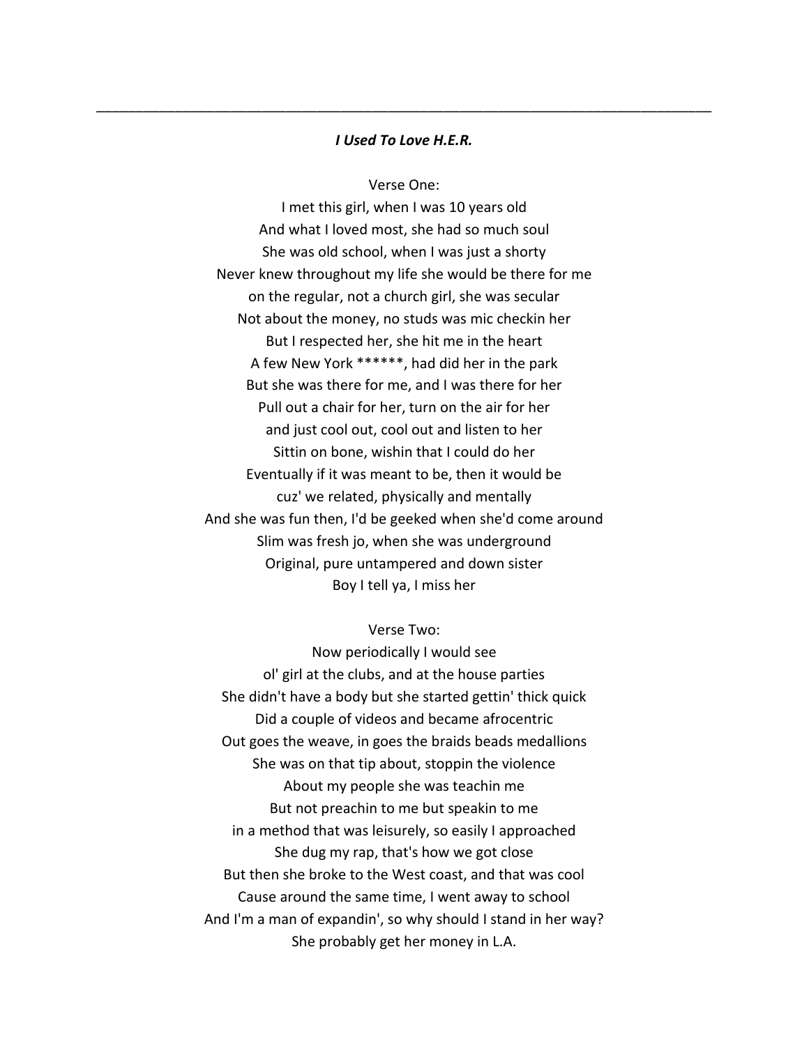---

***I Used To Love H.E.R.***

Verse One:

I met this girl, when I was 10 years old
And what I loved most, she had so much soul
She was old school, when I was just a shorty
Never knew throughout my life she would be there for me
on the regular, not a church girl, she was secular
Not about the money, no studs was mic checkin her
But I respected her, she hit me in the heart
A few New York ******, had did her in the park
But she was there for me, and I was there for her
Pull out a chair for her, turn on the air for her
and just cool out, cool out and listen to her
Sittin on bone, wishin that I could do her
Eventually if it was meant to be, then it would be
cuz' we related, physically and mentally
And she was fun then, I'd be geeked when she'd come around
Slim was fresh jo, when she was underground
Original, pure untampered and down sister
Boy I tell ya, I miss her

Verse Two:

Now periodically I would see
ol' girl at the clubs, and at the house parties
She didn't have a body but she started gettin' thick quick
Did a couple of videos and became afrocentric
Out goes the weave, in goes the braids beads medallions
She was on that tip about, stoppin the violence
About my people she was teachin me
But not preachin to me but speakin to me
in a method that was leisurely, so easily I approached
She dug my rap, that's how we got close
But then she broke to the West coast, and that was cool
Cause around the same time, I went away to school
And I'm a man of expandin', so why should I stand in her way?
She probably get her money in L.A.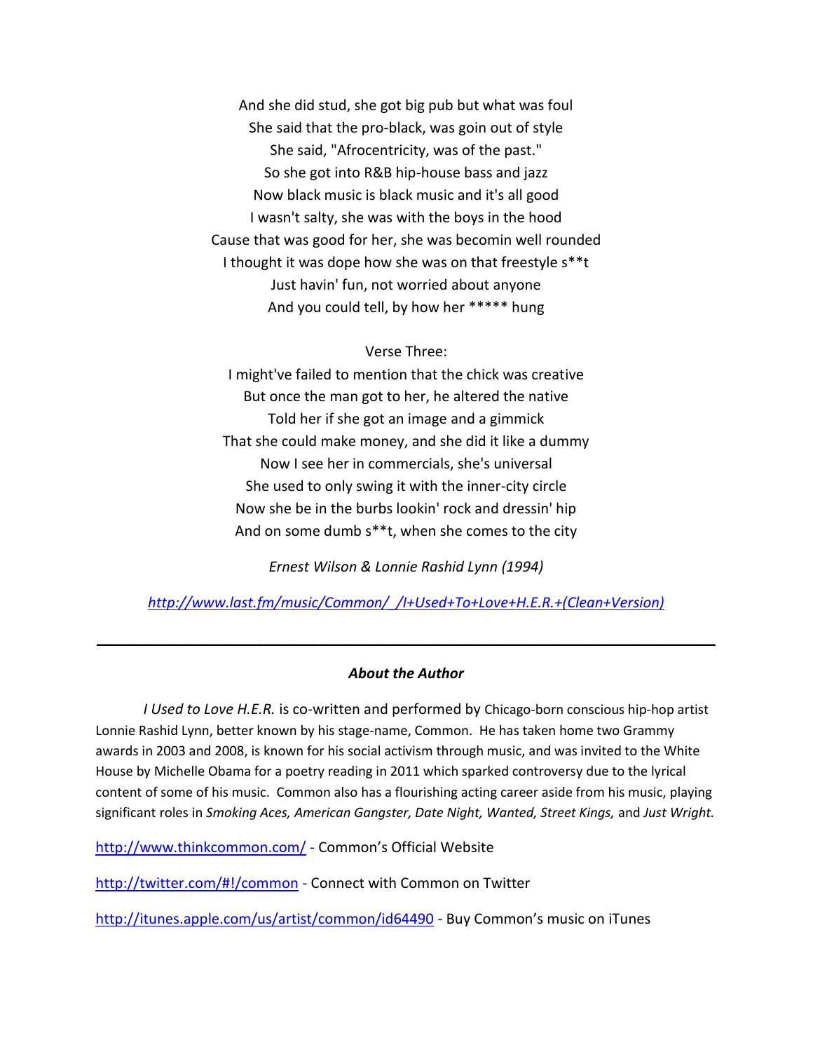And she did stud, she got big pub but what was foul
She said that the pro-black, was goin out of style
She said, "Afrocentricity, was of the past."
So she got into R&B hip-house bass and jazz
Now black music is black music and it's all good
I wasn't salty, she was with the boys in the hood
Cause that was good for her, she was becomin well rounded
I thought it was dope how she was on that freestyle s**t
Just havin' fun, not worried about anyone
And you could tell, by how her ***** hung

Verse Three:
I might've failed to mention that the chick was creative
But once the man got to her, he altered the native
Told her if she got an image and a gimmick
That she could make money, and she did it like a dummy
Now I see her in commercials, she's universal
She used to only swing it with the inner-city circle
Now she be in the burbs lookin' rock and dressin' hip
And on some dumb s**t, when she comes to the city

*Ernest Wilson & Lonnie Rashid Lynn (1994)*

http://www.last.fm/music/Common/_/I+Used+To+Love+H.E.R.+(Clean+Version)

---

### *About the Author*

*I Used to Love H.E.R.* is co-written and performed by Chicago-born conscious hip-hop artist Lonnie Rashid Lynn, better known by his stage-name, Common. He has taken home two Grammy awards in 2003 and 2008, is known for his social activism through music, and was invited to the White House by Michelle Obama for a poetry reading in 2011 which sparked controversy due to the lyrical content of some of his music. Common also has a flourishing acting career aside from his music, playing significant roles in *Smoking Aces, American Gangster, Date Night, Wanted, Street Kings,* and *Just Wright.*

http://www.thinkcommon.com/ - Common's Official Website

http://twitter.com/#!/common - Connect with Common on Twitter

http://itunes.apple.com/us/artist/common/id64490 - Buy Common's music on iTunes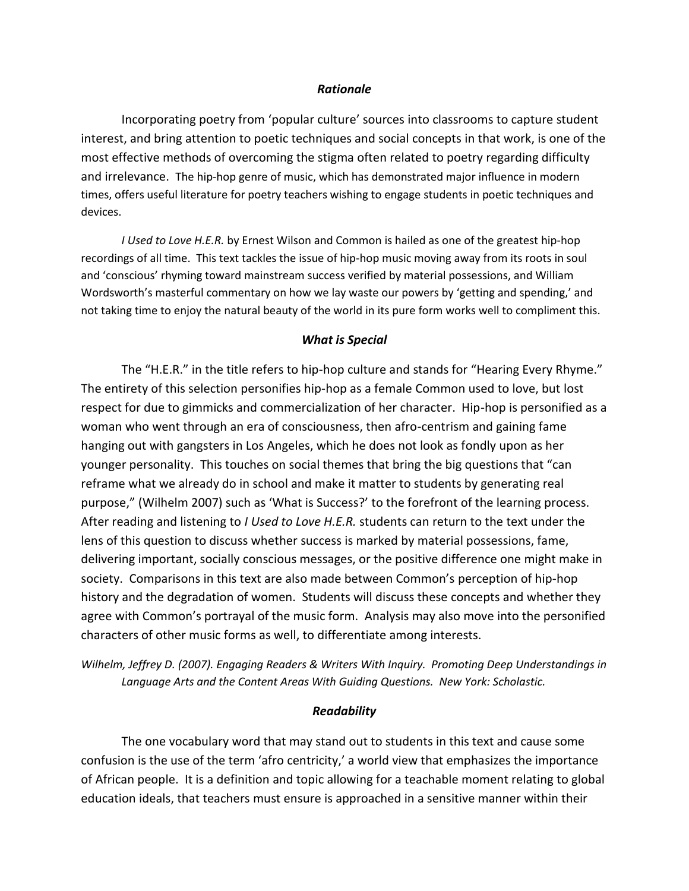### *Rationale*

Incorporating poetry from 'popular culture' sources into classrooms to capture student interest, and bring attention to poetic techniques and social concepts in that work, is one of the most effective methods of overcoming the stigma often related to poetry regarding difficulty and irrelevance. The hip-hop genre of music, which has demonstrated major influence in modern times, offers useful literature for poetry teachers wishing to engage students in poetic techniques and devices.

*I Used to Love H.E.R.* by Ernest Wilson and Common is hailed as one of the greatest hip-hop recordings of all time. This text tackles the issue of hip-hop music moving away from its roots in soul and 'conscious' rhyming toward mainstream success verified by material possessions, and William Wordsworth's masterful commentary on how we lay waste our powers by 'getting and spending,' and not taking time to enjoy the natural beauty of the world in its pure form works well to compliment this.

### *What is Special*

The "H.E.R." in the title refers to hip-hop culture and stands for "Hearing Every Rhyme." The entirety of this selection personifies hip-hop as a female Common used to love, but lost respect for due to gimmicks and commercialization of her character. Hip-hop is personified as a woman who went through an era of consciousness, then afro-centrism and gaining fame hanging out with gangsters in Los Angeles, which he does not look as fondly upon as her younger personality. This touches on social themes that bring the big questions that "can reframe what we already do in school and make it matter to students by generating real purpose," (Wilhelm 2007) such as 'What is Success?' to the forefront of the learning process. After reading and listening to *I Used to Love H.E.R.* students can return to the text under the lens of this question to discuss whether success is marked by material possessions, fame, delivering important, socially conscious messages, or the positive difference one might make in society. Comparisons in this text are also made between Common's perception of hip-hop history and the degradation of women. Students will discuss these concepts and whether they agree with Common's portrayal of the music form. Analysis may also move into the personified characters of other music forms as well, to differentiate among interests.

*Wilhelm, Jeffrey D. (2007). Engaging Readers & Writers With Inquiry. Promoting Deep Understandings in Language Arts and the Content Areas With Guiding Questions. New York: Scholastic.*

### *Readability*

The one vocabulary word that may stand out to students in this text and cause some confusion is the use of the term 'afro centricity,' a world view that emphasizes the importance of African people. It is a definition and topic allowing for a teachable moment relating to global education ideals, that teachers must ensure is approached in a sensitive manner within their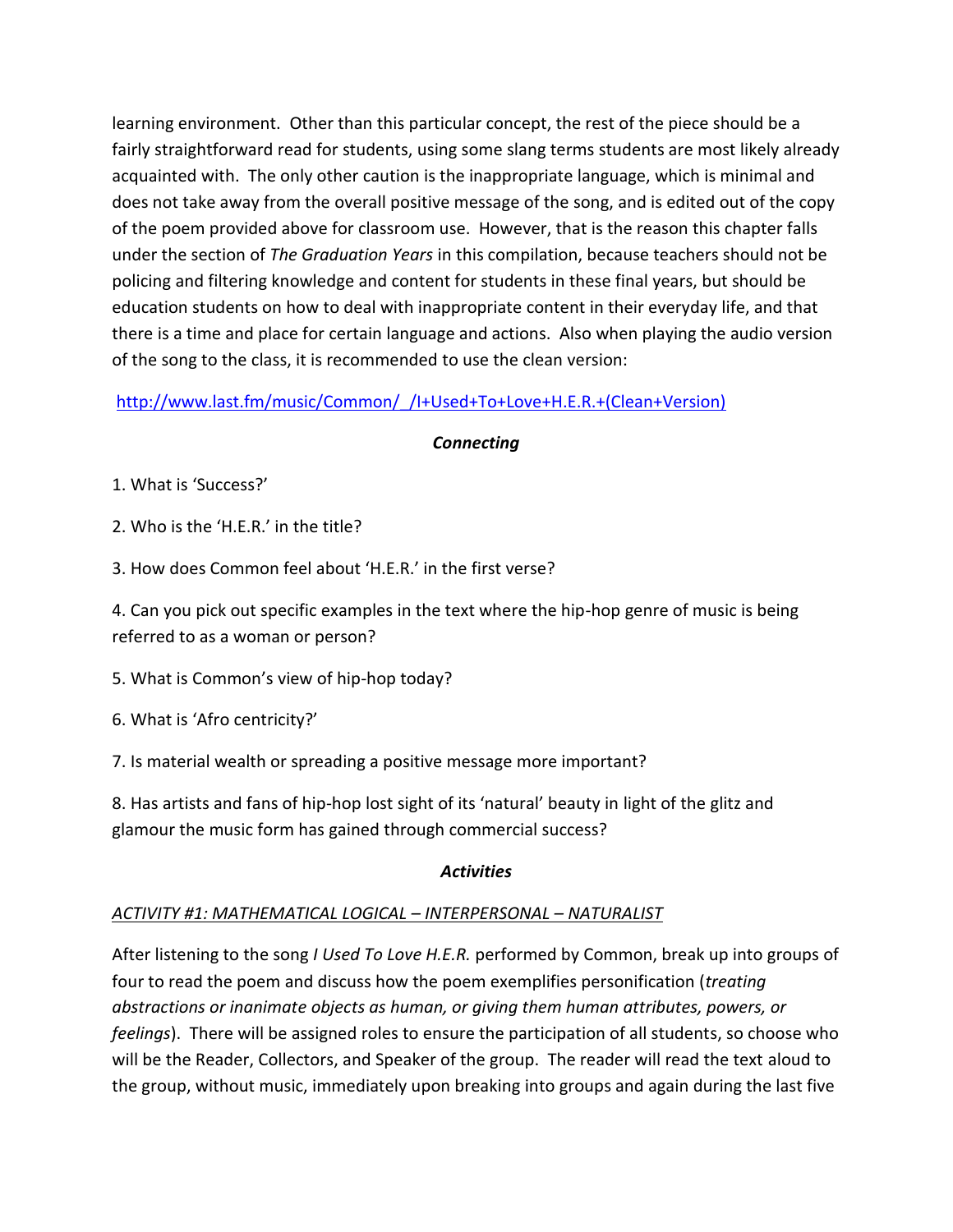learning environment. Other than this particular concept, the rest of the piece should be a fairly straightforward read for students, using some slang terms students are most likely already acquainted with. The only other caution is the inappropriate language, which is minimal and does not take away from the overall positive message of the song, and is edited out of the copy of the poem provided above for classroom use. However, that is the reason this chapter falls under the section of *The Graduation Years* in this compilation, because teachers should not be policing and filtering knowledge and content for students in these final years, but should be education students on how to deal with inappropriate content in their everyday life, and that there is a time and place for certain language and actions. Also when playing the audio version of the song to the class, it is recommended to use the clean version:

http://www.last.fm/music/Common/_/I+Used+To+Love+H.E.R.+(Clean+Version)

### *Connecting*

1. What is 'Success?'

2. Who is the 'H.E.R.' in the title?

3. How does Common feel about 'H.E.R.' in the first verse?

4. Can you pick out specific examples in the text where the hip-hop genre of music is being referred to as a woman or person?

5. What is Common's view of hip-hop today?

6. What is 'Afro centricity?'

7. Is material wealth or spreading a positive message more important?

8. Has artists and fans of hip-hop lost sight of its 'natural' beauty in light of the glitz and glamour the music form has gained through commercial success?

### *Activities*

*ACTIVITY #1: MATHEMATICAL LOGICAL – INTERPERSONAL – NATURALIST*

After listening to the song *I Used To Love H.E.R.* performed by Common, break up into groups of four to read the poem and discuss how the poem exemplifies personification (*treating abstractions or inanimate objects as human, or giving them human attributes, powers, or feelings*). There will be assigned roles to ensure the participation of all students, so choose who will be the Reader, Collectors, and Speaker of the group. The reader will read the text aloud to the group, without music, immediately upon breaking into groups and again during the last five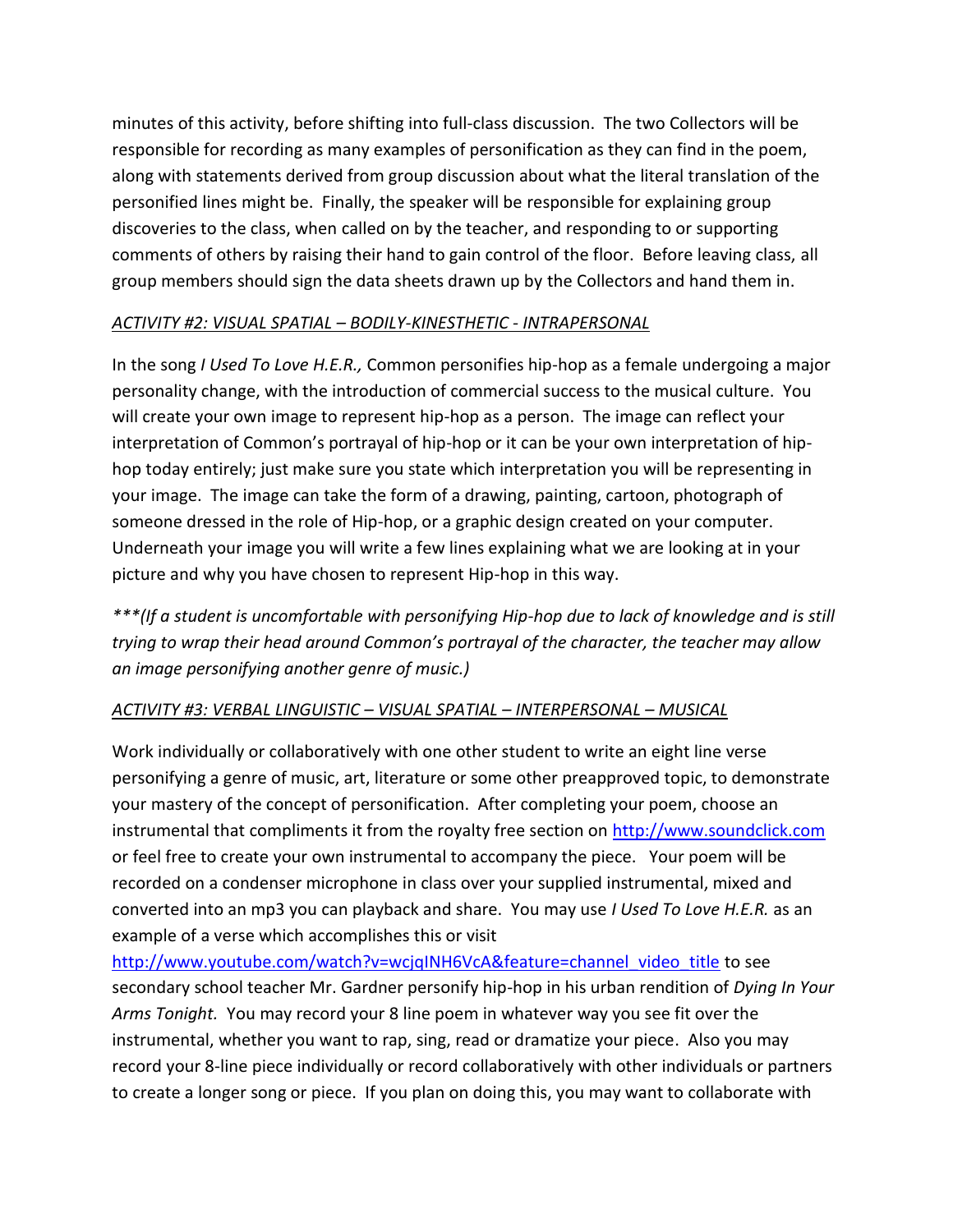minutes of this activity, before shifting into full-class discussion. The two Collectors will be responsible for recording as many examples of personification as they can find in the poem, along with statements derived from group discussion about what the literal translation of the personified lines might be. Finally, the speaker will be responsible for explaining group discoveries to the class, when called on by the teacher, and responding to or supporting comments of others by raising their hand to gain control of the floor. Before leaving class, all group members should sign the data sheets drawn up by the Collectors and hand them in.

*ACTIVITY #2: VISUAL SPATIAL – BODILY-KINESTHETIC - INTRAPERSONAL*

In the song *I Used To Love H.E.R.,* Common personifies hip-hop as a female undergoing a major personality change, with the introduction of commercial success to the musical culture. You will create your own image to represent hip-hop as a person. The image can reflect your interpretation of Common's portrayal of hip-hop or it can be your own interpretation of hip-hop today entirely; just make sure you state which interpretation you will be representing in your image. The image can take the form of a drawing, painting, cartoon, photograph of someone dressed in the role of Hip-hop, or a graphic design created on your computer. Underneath your image you will write a few lines explaining what we are looking at in your picture and why you have chosen to represent Hip-hop in this way.

****(If a student is uncomfortable with personifying Hip-hop due to lack of knowledge and is still trying to wrap their head around Common's portrayal of the character, the teacher may allow an image personifying another genre of music.)*

*ACTIVITY #3: VERBAL LINGUISTIC – VISUAL SPATIAL – INTERPERSONAL – MUSICAL*

Work individually or collaboratively with one other student to write an eight line verse personifying a genre of music, art, literature or some other preapproved topic, to demonstrate your mastery of the concept of personification. After completing your poem, choose an instrumental that compliments it from the royalty free section on http://www.soundclick.com or feel free to create your own instrumental to accompany the piece. Your poem will be recorded on a condenser microphone in class over your supplied instrumental, mixed and converted into an mp3 you can playback and share. You may use *I Used To Love H.E.R.* as an example of a verse which accomplishes this or visit http://www.youtube.com/watch?v=wcjqINH6VcA&feature=channel_video_title to see secondary school teacher Mr. Gardner personify hip-hop in his urban rendition of *Dying In Your Arms Tonight.* You may record your 8 line poem in whatever way you see fit over the instrumental, whether you want to rap, sing, read or dramatize your piece. Also you may record your 8-line piece individually or record collaboratively with other individuals or partners to create a longer song or piece. If you plan on doing this, you may want to collaborate with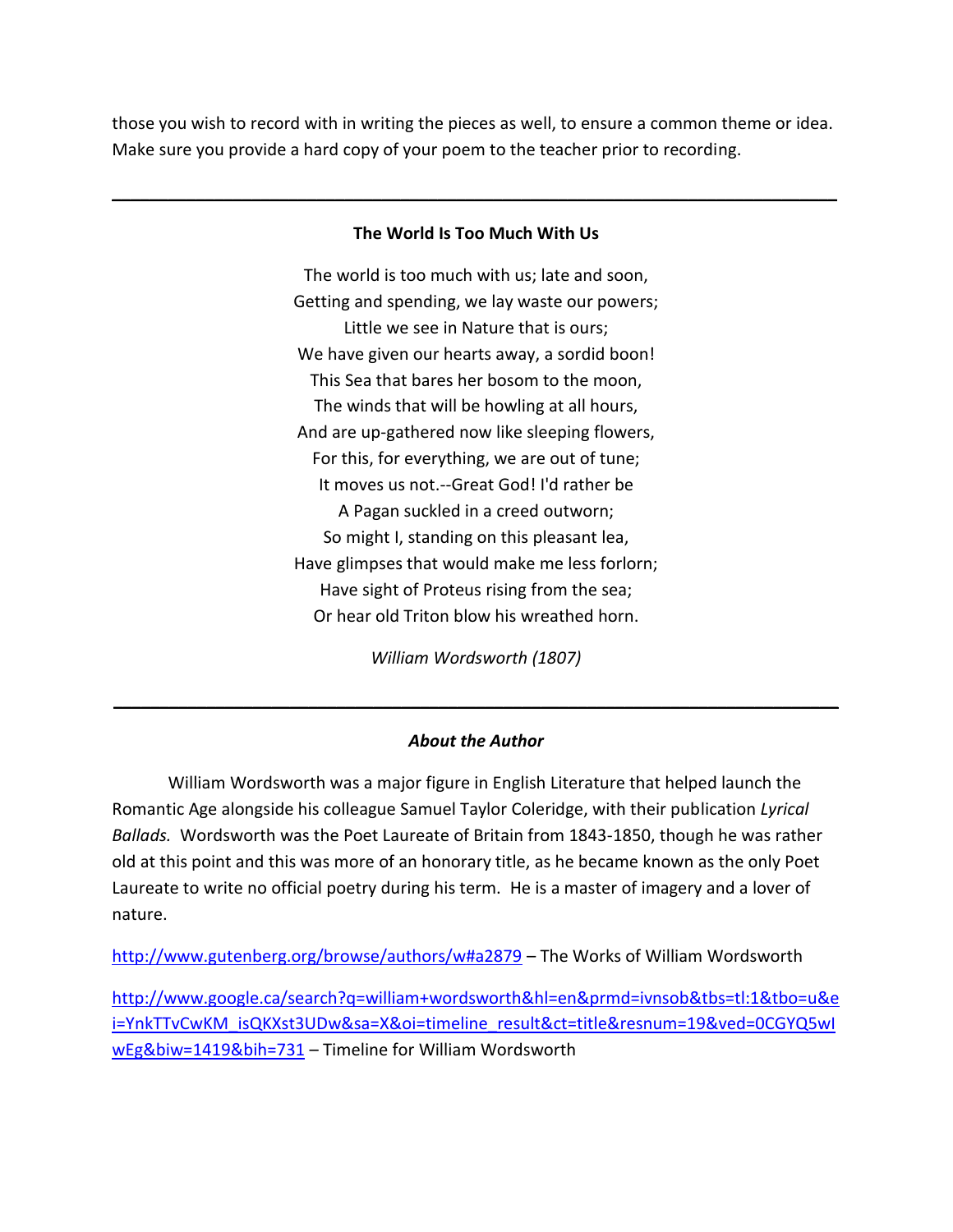those you wish to record with in writing the pieces as well, to ensure a common theme or idea. Make sure you provide a hard copy of your poem to the teacher prior to recording.

---

**The World Is Too Much With Us**

The world is too much with us; late and soon,
Getting and spending, we lay waste our powers;
Little we see in Nature that is ours;
We have given our hearts away, a sordid boon!
This Sea that bares her bosom to the moon,
The winds that will be howling at all hours,
And are up-gathered now like sleeping flowers,
For this, for everything, we are out of tune;
It moves us not.--Great God! I'd rather be
A Pagan suckled in a creed outworn;
So might I, standing on this pleasant lea,
Have glimpses that would make me less forlorn;
Have sight of Proteus rising from the sea;
Or hear old Triton blow his wreathed horn.

*William Wordsworth (1807)*

---

***About the Author***

William Wordsworth was a major figure in English Literature that helped launch the Romantic Age alongside his colleague Samuel Taylor Coleridge, with their publication *Lyrical Ballads.* Wordsworth was the Poet Laureate of Britain from 1843-1850, though he was rather old at this point and this was more of an honorary title, as he became known as the only Poet Laureate to write no official poetry during his term. He is a master of imagery and a lover of nature.

http://www.gutenberg.org/browse/authors/w#a2879 – The Works of William Wordsworth

http://www.google.ca/search?q=william+wordsworth&hl=en&prmd=ivnsob&tbs=tl:1&tbo=u&ei=YnkTTvCwKM_isQKXst3UDw&sa=X&oi=timeline_result&ct=title&resnum=19&ved=0CGYQ5wIwEg&biw=1419&bih=731 – Timeline for William Wordsworth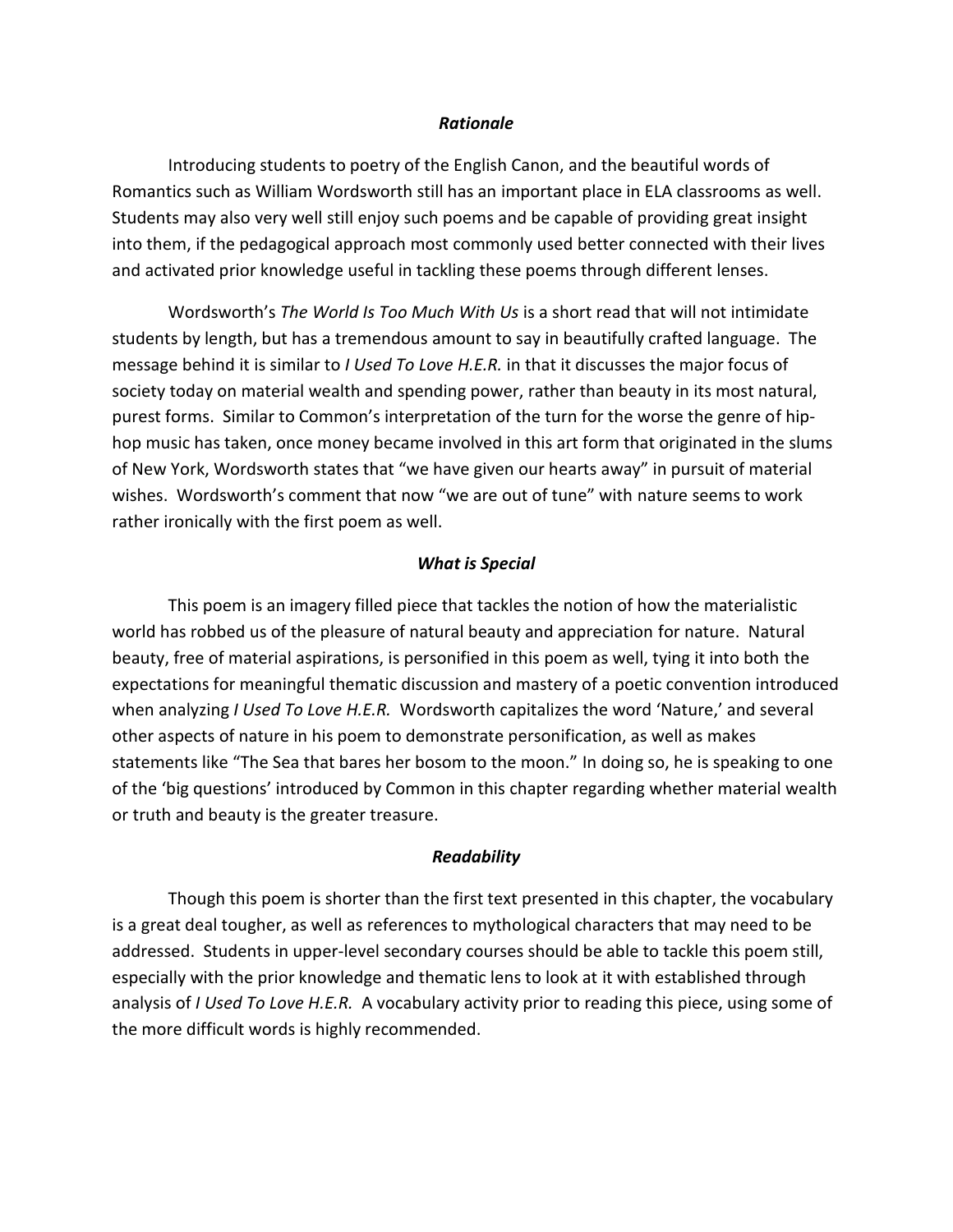### *Rationale*

Introducing students to poetry of the English Canon, and the beautiful words of Romantics such as William Wordsworth still has an important place in ELA classrooms as well. Students may also very well still enjoy such poems and be capable of providing great insight into them, if the pedagogical approach most commonly used better connected with their lives and activated prior knowledge useful in tackling these poems through different lenses.

Wordsworth's *The World Is Too Much With Us* is a short read that will not intimidate students by length, but has a tremendous amount to say in beautifully crafted language. The message behind it is similar to *I Used To Love H.E.R.* in that it discusses the major focus of society today on material wealth and spending power, rather than beauty in its most natural, purest forms. Similar to Common's interpretation of the turn for the worse the genre of hip-hop music has taken, once money became involved in this art form that originated in the slums of New York, Wordsworth states that "we have given our hearts away" in pursuit of material wishes. Wordsworth's comment that now "we are out of tune" with nature seems to work rather ironically with the first poem as well.

### *What is Special*

This poem is an imagery filled piece that tackles the notion of how the materialistic world has robbed us of the pleasure of natural beauty and appreciation for nature. Natural beauty, free of material aspirations, is personified in this poem as well, tying it into both the expectations for meaningful thematic discussion and mastery of a poetic convention introduced when analyzing *I Used To Love H.E.R.* Wordsworth capitalizes the word 'Nature,' and several other aspects of nature in his poem to demonstrate personification, as well as makes statements like "The Sea that bares her bosom to the moon." In doing so, he is speaking to one of the 'big questions' introduced by Common in this chapter regarding whether material wealth or truth and beauty is the greater treasure.

### *Readability*

Though this poem is shorter than the first text presented in this chapter, the vocabulary is a great deal tougher, as well as references to mythological characters that may need to be addressed. Students in upper-level secondary courses should be able to tackle this poem still, especially with the prior knowledge and thematic lens to look at it with established through analysis of *I Used To Love H.E.R.* A vocabulary activity prior to reading this piece, using some of the more difficult words is highly recommended.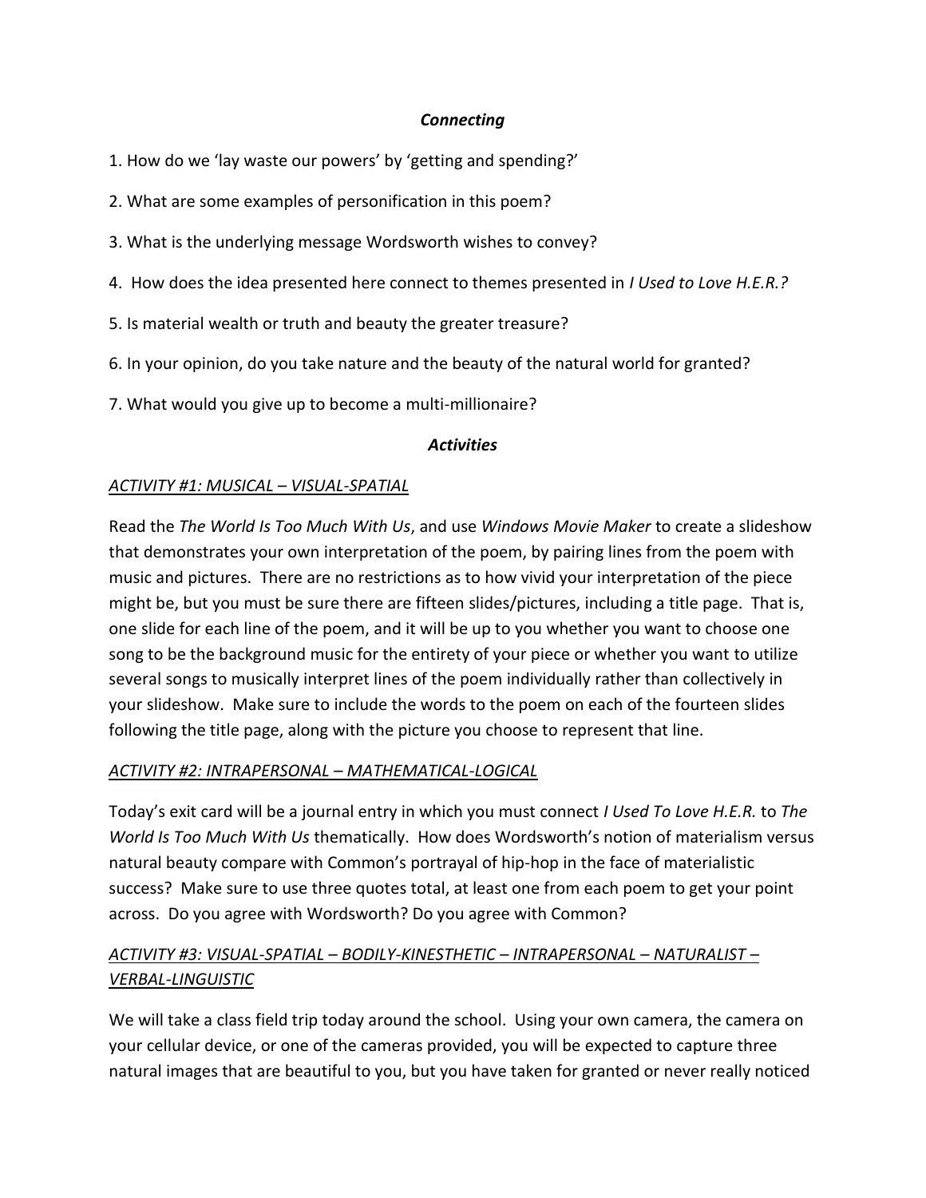### *Connecting*

1. How do we ‘lay waste our powers’ by ‘getting and spending?’

2. What are some examples of personification in this poem?

3. What is the underlying message Wordsworth wishes to convey?

4. How does the idea presented here connect to themes presented in *I Used to Love H.E.R.?*

5. Is material wealth or truth and beauty the greater treasure?

6. In your opinion, do you take nature and the beauty of the natural world for granted?

7. What would you give up to become a multi-millionaire?

### *Activities*

#### *ACTIVITY #1: MUSICAL – VISUAL-SPATIAL*

Read the *The World Is Too Much With Us*, and use *Windows Movie Maker* to create a slideshow that demonstrates your own interpretation of the poem, by pairing lines from the poem with music and pictures. There are no restrictions as to how vivid your interpretation of the piece might be, but you must be sure there are fifteen slides/pictures, including a title page. That is, one slide for each line of the poem, and it will be up to you whether you want to choose one song to be the background music for the entirety of your piece or whether you want to utilize several songs to musically interpret lines of the poem individually rather than collectively in your slideshow. Make sure to include the words to the poem on each of the fourteen slides following the title page, along with the picture you choose to represent that line.

#### *ACTIVITY #2: INTRAPERSONAL – MATHEMATICAL-LOGICAL*

Today’s exit card will be a journal entry in which you must connect *I Used To Love H.E.R.* to *The World Is Too Much With Us* thematically. How does Wordsworth’s notion of materialism versus natural beauty compare with Common’s portrayal of hip-hop in the face of materialistic success? Make sure to use three quotes total, at least one from each poem to get your point across. Do you agree with Wordsworth? Do you agree with Common?

#### *ACTIVITY #3: VISUAL-SPATIAL – BODILY-KINESTHETIC – INTRAPERSONAL – NATURALIST – VERBAL-LINGUISTIC*

We will take a class field trip today around the school. Using your own camera, the camera on your cellular device, or one of the cameras provided, you will be expected to capture three natural images that are beautiful to you, but you have taken for granted or never really noticed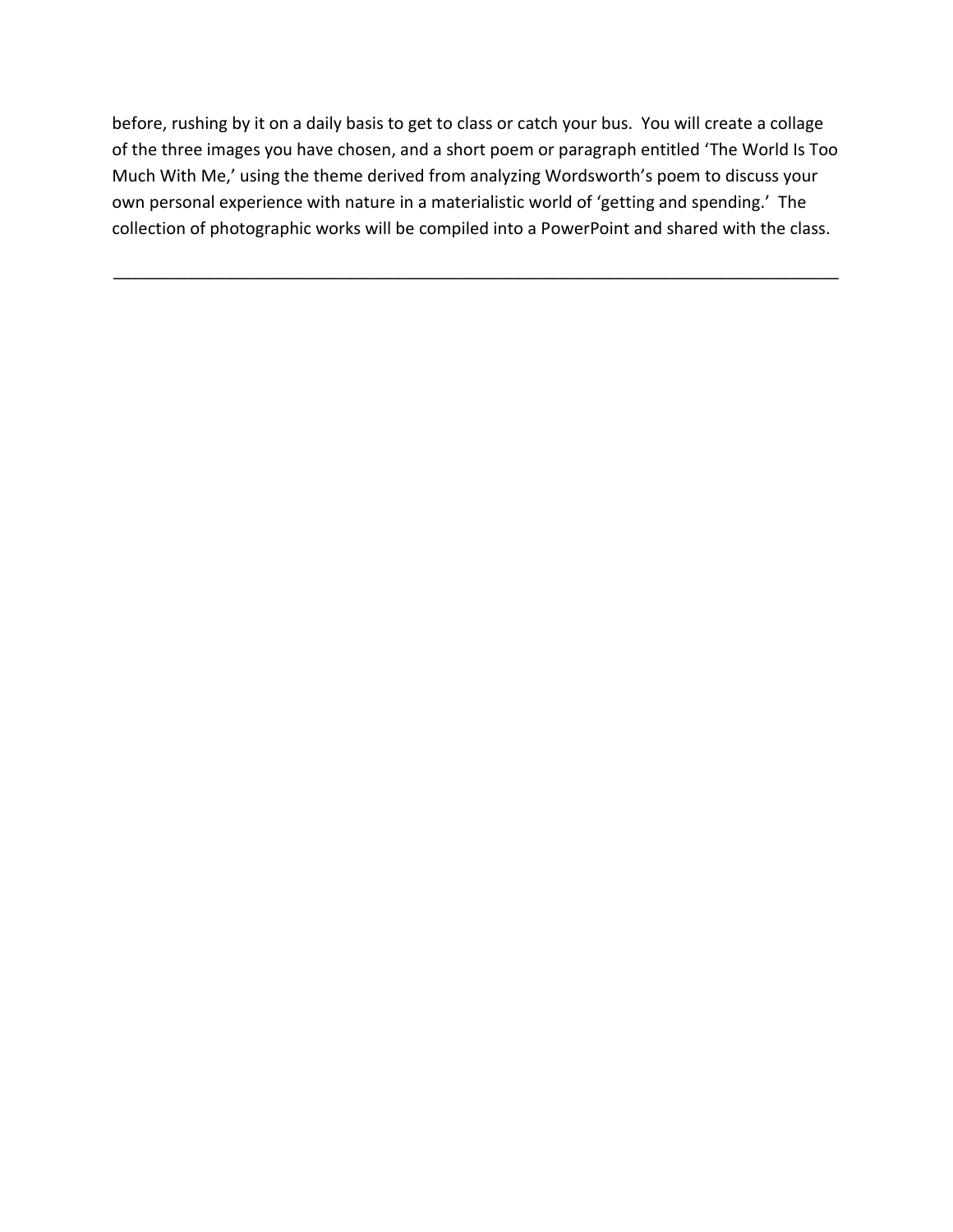before, rushing by it on a daily basis to get to class or catch your bus. You will create a collage of the three images you have chosen, and a short poem or paragraph entitled 'The World Is Too Much With Me,' using the theme derived from analyzing Wordsworth's poem to discuss your own personal experience with nature in a materialistic world of 'getting and spending.' The collection of photographic works will be compiled into a PowerPoint and shared with the class.

---